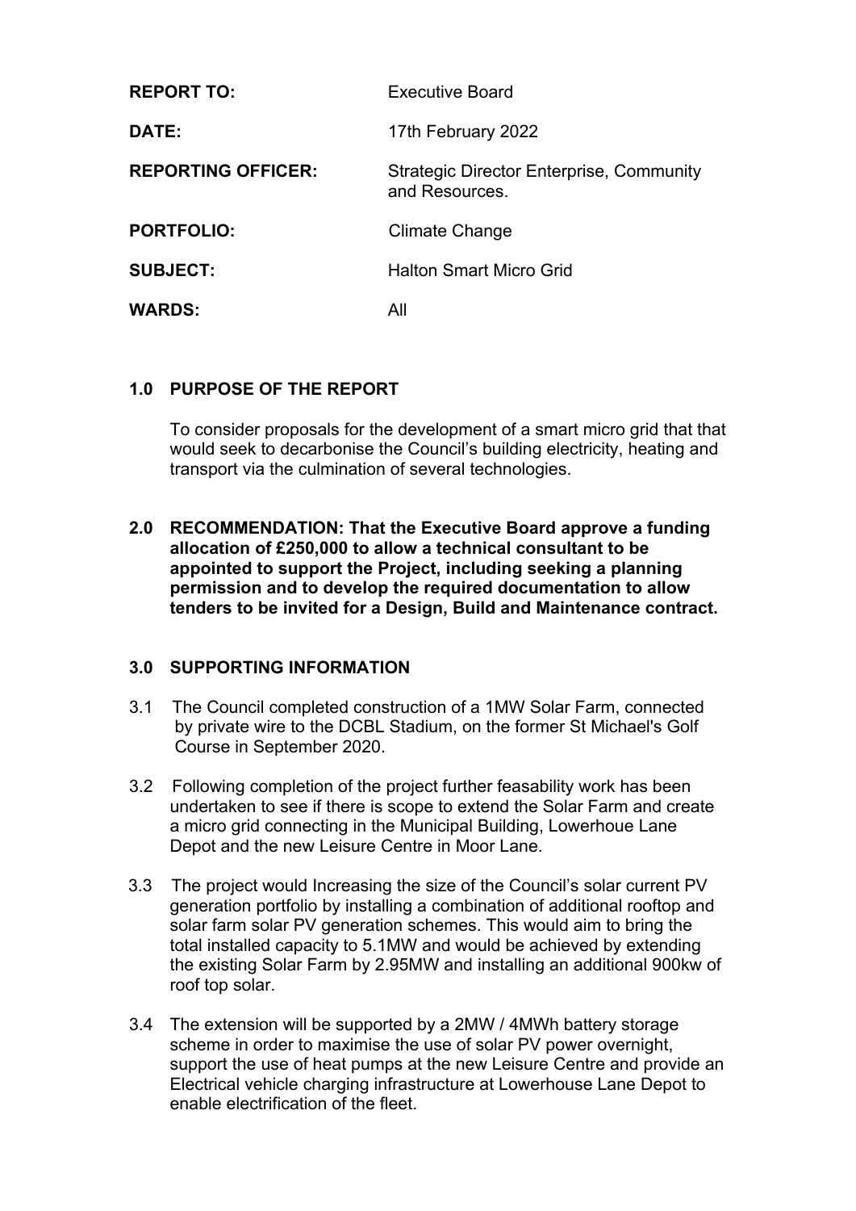| | |
|---|---|
| **REPORT TO:** | Executive Board |
| **DATE:** | 17th February 2022 |
| **REPORTING OFFICER:** | Strategic Director Enterprise, Community and Resources. |
| **PORTFOLIO:** | Climate Change |
| **SUBJECT:** | Halton Smart Micro Grid |
| **WARDS:** | All |

## 1.0 PURPOSE OF THE REPORT

To consider proposals for the development of a smart micro grid that that would seek to decarbonise the Council's building electricity, heating and transport via the culmination of several technologies.

## 2.0 RECOMMENDATION: That the Executive Board approve a funding allocation of £250,000 to allow a technical consultant to be appointed to support the Project, including seeking a planning permission and to develop the required documentation to allow tenders to be invited for a Design, Build and Maintenance contract.

## 3.0 SUPPORTING INFORMATION

3.1 The Council completed construction of a 1MW Solar Farm, connected by private wire to the DCBL Stadium, on the former St Michael's Golf Course in September 2020.

3.2 Following completion of the project further feasability work has been undertaken to see if there is scope to extend the Solar Farm and create a micro grid connecting in the Municipal Building, Lowerhoue Lane Depot and the new Leisure Centre in Moor Lane.

3.3 The project would Increasing the size of the Council's solar current PV generation portfolio by installing a combination of additional rooftop and solar farm solar PV generation schemes. This would aim to bring the total installed capacity to 5.1MW and would be achieved by extending the existing Solar Farm by 2.95MW and installing an additional 900kw of roof top solar.

3.4 The extension will be supported by a 2MW / 4MWh battery storage scheme in order to maximise the use of solar PV power overnight, support the use of heat pumps at the new Leisure Centre and provide an Electrical vehicle charging infrastructure at Lowerhouse Lane Depot to enable electrification of the fleet.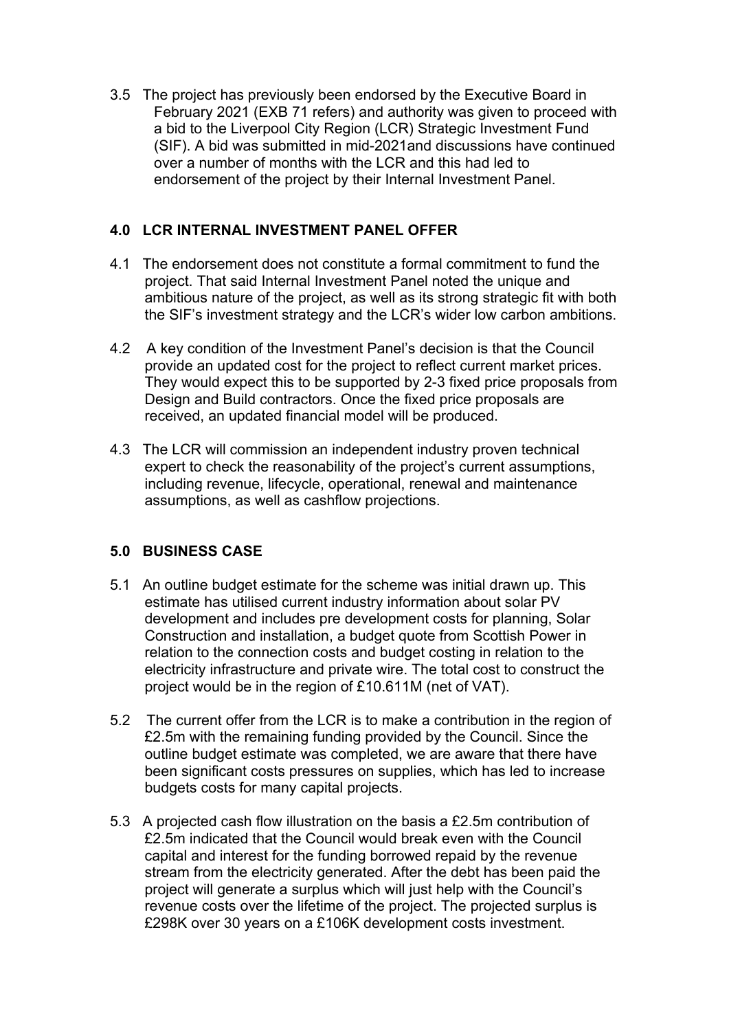3.5 The project has previously been endorsed by the Executive Board in February 2021 (EXB 71 refers) and authority was given to proceed with a bid to the Liverpool City Region (LCR) Strategic Investment Fund (SIF). A bid was submitted in mid-2021and discussions have continued over a number of months with the LCR and this had led to endorsement of the project by their Internal Investment Panel.

## 4.0 LCR INTERNAL INVESTMENT PANEL OFFER

4.1 The endorsement does not constitute a formal commitment to fund the project. That said Internal Investment Panel noted the unique and ambitious nature of the project, as well as its strong strategic fit with both the SIF's investment strategy and the LCR's wider low carbon ambitions.

4.2 A key condition of the Investment Panel's decision is that the Council provide an updated cost for the project to reflect current market prices. They would expect this to be supported by 2-3 fixed price proposals from Design and Build contractors. Once the fixed price proposals are received, an updated financial model will be produced.

4.3 The LCR will commission an independent industry proven technical expert to check the reasonability of the project's current assumptions, including revenue, lifecycle, operational, renewal and maintenance assumptions, as well as cashflow projections.

## 5.0 BUSINESS CASE

5.1 An outline budget estimate for the scheme was initial drawn up. This estimate has utilised current industry information about solar PV development and includes pre development costs for planning, Solar Construction and installation, a budget quote from Scottish Power in relation to the connection costs and budget costing in relation to the electricity infrastructure and private wire. The total cost to construct the project would be in the region of £10.611M (net of VAT).

5.2 The current offer from the LCR is to make a contribution in the region of £2.5m with the remaining funding provided by the Council. Since the outline budget estimate was completed, we are aware that there have been significant costs pressures on supplies, which has led to increase budgets costs for many capital projects.

5.3 A projected cash flow illustration on the basis a £2.5m contribution of £2.5m indicated that the Council would break even with the Council capital and interest for the funding borrowed repaid by the revenue stream from the electricity generated. After the debt has been paid the project will generate a surplus which will just help with the Council's revenue costs over the lifetime of the project. The projected surplus is £298K over 30 years on a £106K development costs investment.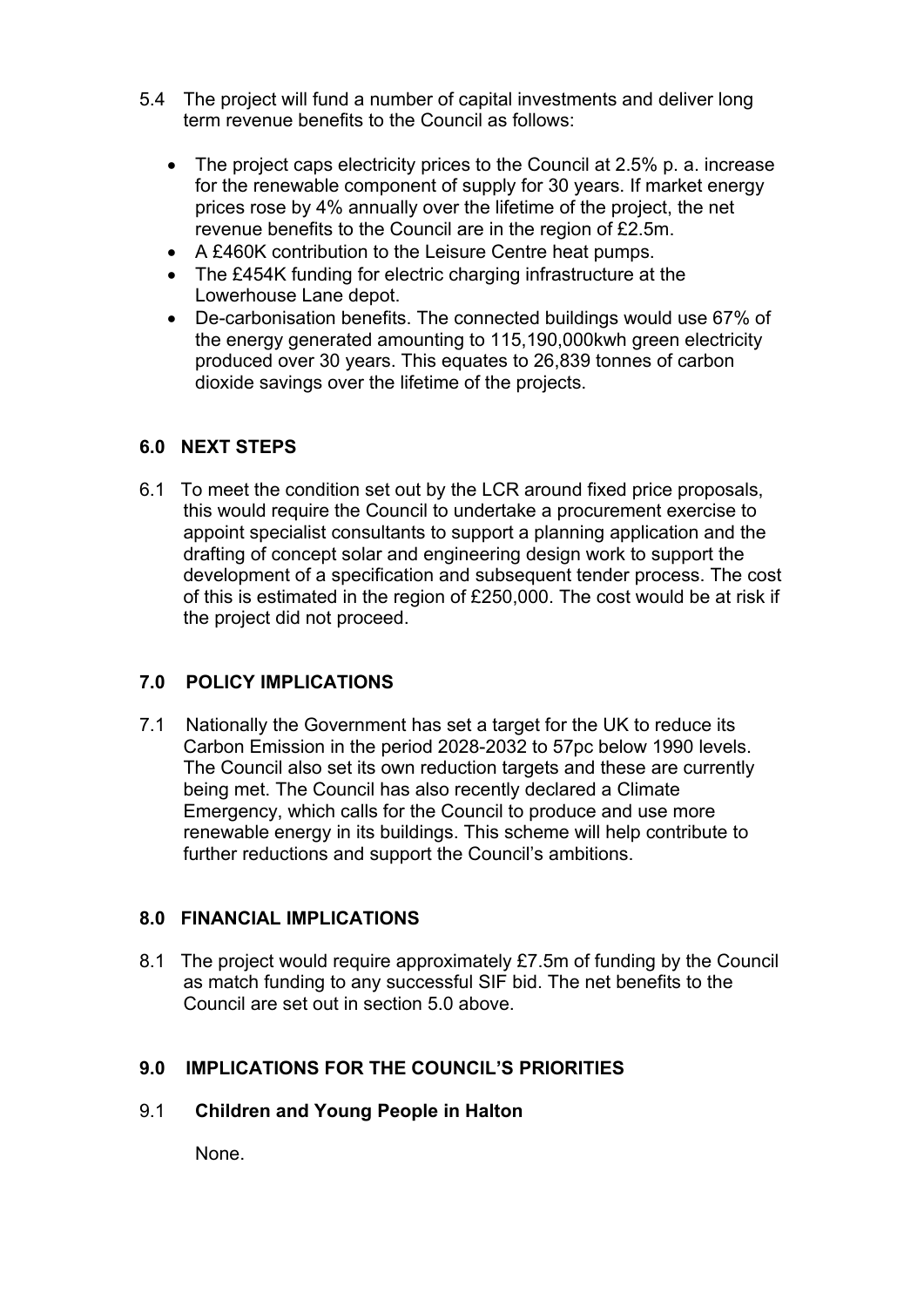5.4 The project will fund a number of capital investments and deliver long term revenue benefits to the Council as follows:

- The project caps electricity prices to the Council at 2.5% p. a. increase for the renewable component of supply for 30 years. If market energy prices rose by 4% annually over the lifetime of the project, the net revenue benefits to the Council are in the region of £2.5m.
- A £460K contribution to the Leisure Centre heat pumps.
- The £454K funding for electric charging infrastructure at the Lowerhouse Lane depot.
- De-carbonisation benefits. The connected buildings would use 67% of the energy generated amounting to 115,190,000kwh green electricity produced over 30 years. This equates to 26,839 tonnes of carbon dioxide savings over the lifetime of the projects.

## 6.0 NEXT STEPS

6.1 To meet the condition set out by the LCR around fixed price proposals, this would require the Council to undertake a procurement exercise to appoint specialist consultants to support a planning application and the drafting of concept solar and engineering design work to support the development of a specification and subsequent tender process. The cost of this is estimated in the region of £250,000. The cost would be at risk if the project did not proceed.

## 7.0 POLICY IMPLICATIONS

7.1 Nationally the Government has set a target for the UK to reduce its Carbon Emission in the period 2028-2032 to 57pc below 1990 levels. The Council also set its own reduction targets and these are currently being met. The Council has also recently declared a Climate Emergency, which calls for the Council to produce and use more renewable energy in its buildings. This scheme will help contribute to further reductions and support the Council's ambitions.

## 8.0 FINANCIAL IMPLICATIONS

8.1 The project would require approximately £7.5m of funding by the Council as match funding to any successful SIF bid. The net benefits to the Council are set out in section 5.0 above.

## 9.0 IMPLICATIONS FOR THE COUNCIL'S PRIORITIES

### 9.1 Children and Young People in Halton

None.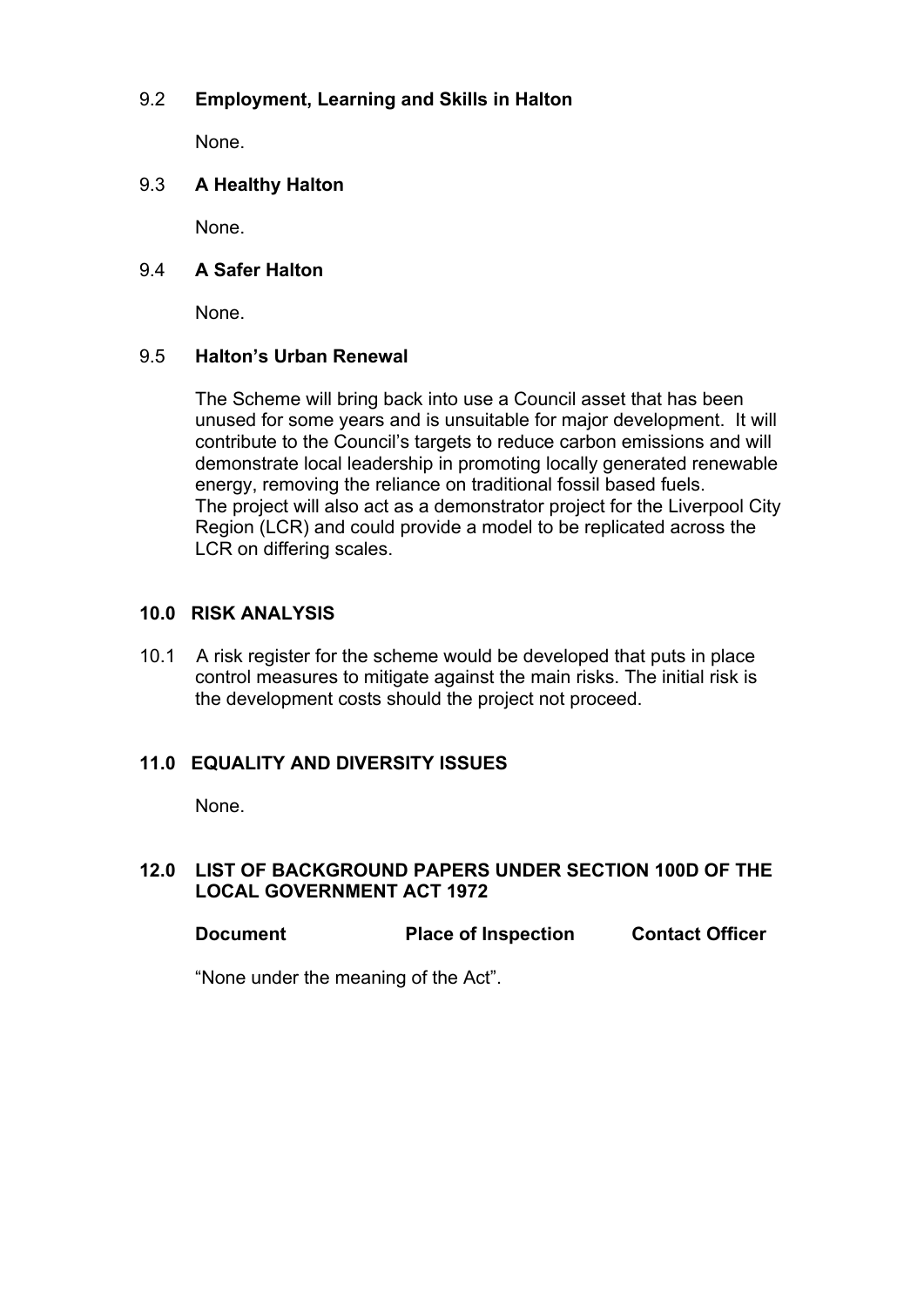### 9.2 Employment, Learning and Skills in Halton

None.

### 9.3 A Healthy Halton

None.

### 9.4 A Safer Halton

None.

### 9.5 Halton's Urban Renewal

The Scheme will bring back into use a Council asset that has been unused for some years and is unsuitable for major development. It will contribute to the Council's targets to reduce carbon emissions and will demonstrate local leadership in promoting locally generated renewable energy, removing the reliance on traditional fossil based fuels.
The project will also act as a demonstrator project for the Liverpool City Region (LCR) and could provide a model to be replicated across the LCR on differing scales.

## 10.0 RISK ANALYSIS

10.1 A risk register for the scheme would be developed that puts in place control measures to mitigate against the main risks. The initial risk is the development costs should the project not proceed.

## 11.0 EQUALITY AND DIVERSITY ISSUES

None.

## 12.0 LIST OF BACKGROUND PAPERS UNDER SECTION 100D OF THE LOCAL GOVERNMENT ACT 1972

| Document | Place of Inspection | Contact Officer |
|---|---|---|

"None under the meaning of the Act".